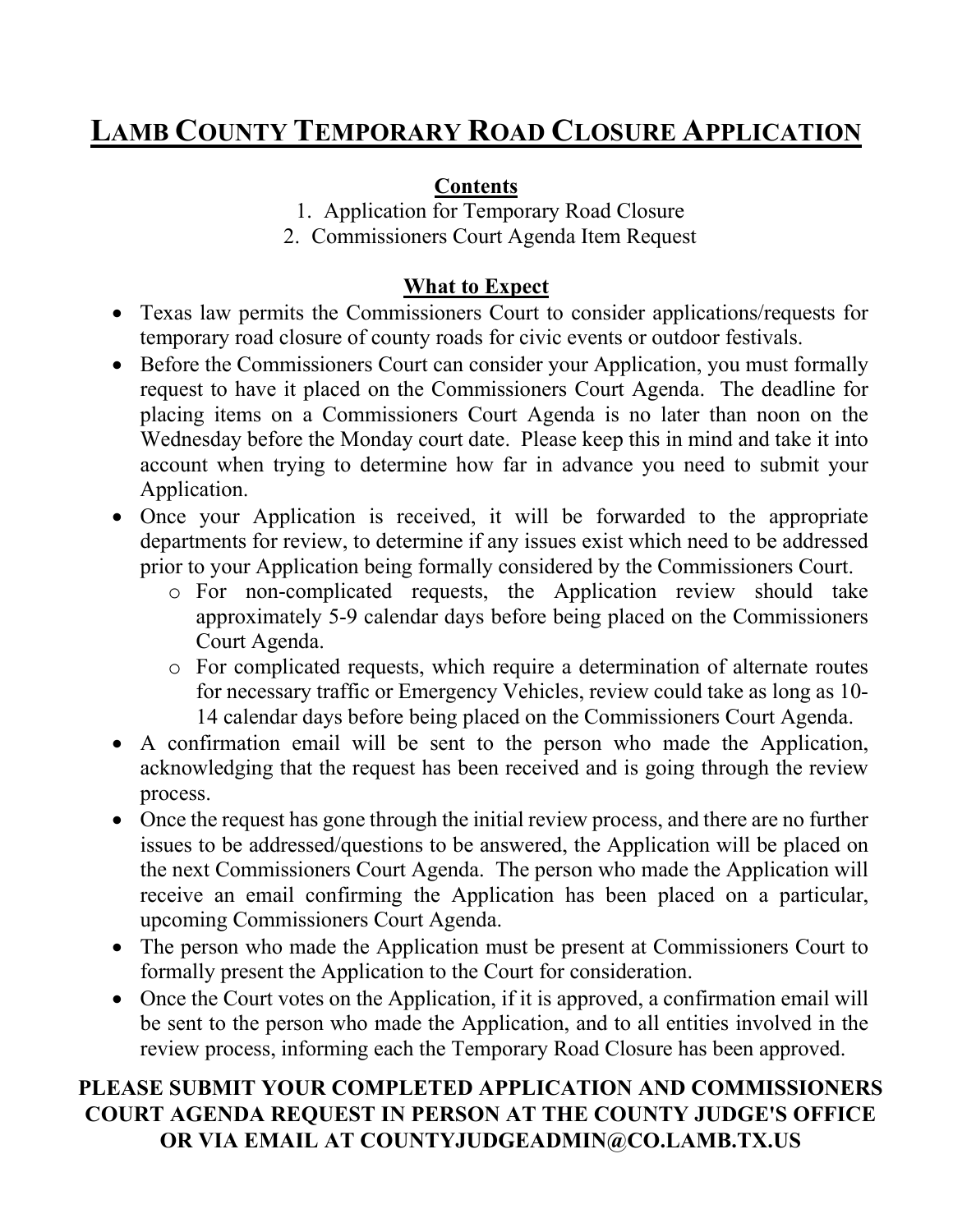# LAMB COUNTY TEMPORARY ROAD CLOSURE APPLICATION

**Contents**

1. Application for Temporary Road Closure
2. Commissioners Court Agenda Item Request

**What to Expect**

- Texas law permits the Commissioners Court to consider applications/requests for temporary road closure of county roads for civic events or outdoor festivals.
- Before the Commissioners Court can consider your Application, you must formally request to have it placed on the Commissioners Court Agenda. The deadline for placing items on a Commissioners Court Agenda is no later than noon on the Wednesday before the Monday court date. Please keep this in mind and take it into account when trying to determine how far in advance you need to submit your Application.
- Once your Application is received, it will be forwarded to the appropriate departments for review, to determine if any issues exist which need to be addressed prior to your Application being formally considered by the Commissioners Court.
  - For non-complicated requests, the Application review should take approximately 5-9 calendar days before being placed on the Commissioners Court Agenda.
  - For complicated requests, which require a determination of alternate routes for necessary traffic or Emergency Vehicles, review could take as long as 10-14 calendar days before being placed on the Commissioners Court Agenda.
- A confirmation email will be sent to the person who made the Application, acknowledging that the request has been received and is going through the review process.
- Once the request has gone through the initial review process, and there are no further issues to be addressed/questions to be answered, the Application will be placed on the next Commissioners Court Agenda. The person who made the Application will receive an email confirming the Application has been placed on a particular, upcoming Commissioners Court Agenda.
- The person who made the Application must be present at Commissioners Court to formally present the Application to the Court for consideration.
- Once the Court votes on the Application, if it is approved, a confirmation email will be sent to the person who made the Application, and to all entities involved in the review process, informing each the Temporary Road Closure has been approved.

**PLEASE SUBMIT YOUR COMPLETED APPLICATION AND COMMISSIONERS COURT AGENDA REQUEST IN PERSON AT THE COUNTY JUDGE'S OFFICE OR VIA EMAIL AT COUNTYJUDGEADMIN@CO.LAMB.TX.US**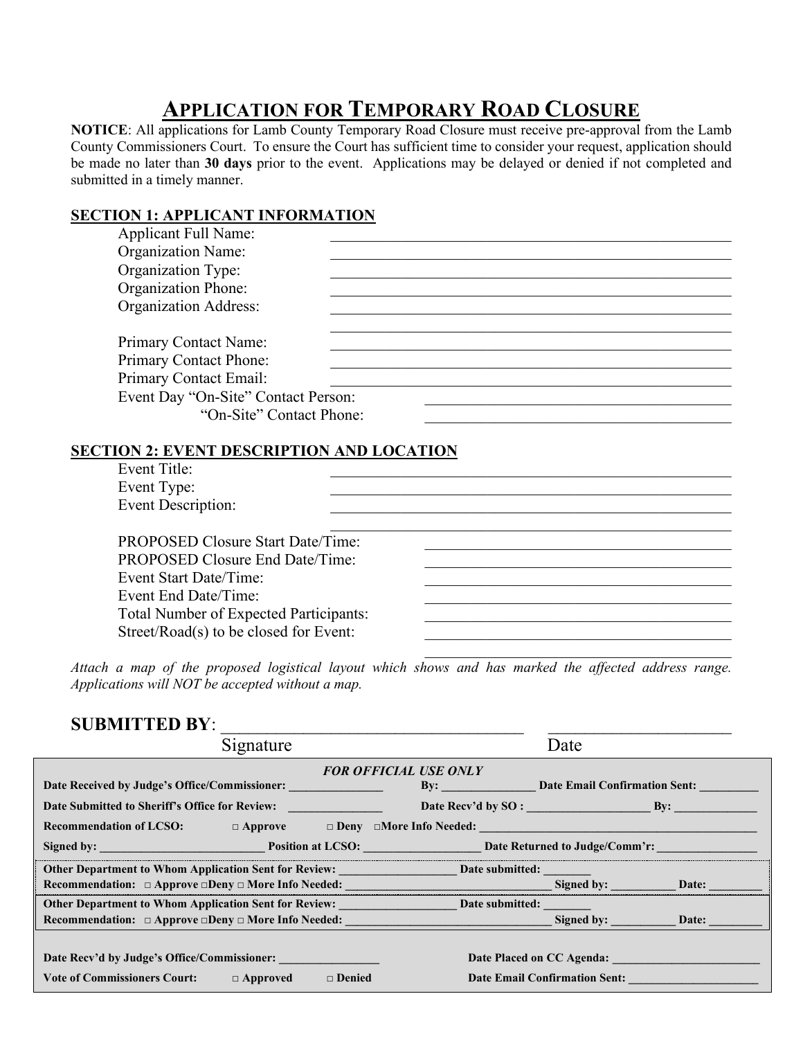# APPLICATION FOR TEMPORARY ROAD CLOSURE

**NOTICE**: All applications for Lamb County Temporary Road Closure must receive pre-approval from the Lamb County Commissioners Court. To ensure the Court has sufficient time to consider your request, application should be made no later than **30 days** prior to the event. Applications may be delayed or denied if not completed and submitted in a timely manner.

**SECTION 1: APPLICANT INFORMATION**

Applicant Full Name: ______________________________

Organization Name: ______________________________

Organization Type: ______________________________

Organization Phone: ______________________________

Organization Address: ______________________________

______________________________

Primary Contact Name: ______________________________

Primary Contact Phone: ______________________________

Primary Contact Email: ______________________________

Event Day "On-Site" Contact Person: ______________________________

"On-Site" Contact Phone: ______________________________

**SECTION 2: EVENT DESCRIPTION AND LOCATION**

Event Title: ______________________________

Event Type: ______________________________

Event Description: ______________________________

______________________________

PROPOSED Closure Start Date/Time: ______________________________

PROPOSED Closure End Date/Time: ______________________________

Event Start Date/Time: ______________________________

Event End Date/Time: ______________________________

Total Number of Expected Participants: ______________________________

Street/Road(s) to be closed for Event: ______________________________

______________________________

*Attach a map of the proposed logistical layout which shows and has marked the affected address range. Applications will NOT be accepted without a map.*

**SUBMITTED BY**: ______________________________ ______________________

Signature Date

***FOR OFFICIAL USE ONLY***

**Date Received by Judge's Office/Commissioner:** ______________ **By:** ______________ **Date Email Confirmation Sent:** __________

**Date Submitted to Sheriff's Office for Review:** ______________ **Date Recv'd by SO :** ____________________ **By:** ______________

**Recommendation of LCSO:** □ **Approve** □ **Deny** □**More Info Needed:** ______________________________

**Signed by:** __________________________ **Position at LCSO:** ___________________ **Date Returned to Judge/Comm'r:** ________________

**Other Department to Whom Application Sent for Review:** ___________________ **Date submitted:** ________

**Recommendation:** □ **Approve** □**Deny** □ **More Info Needed:** ______________________________ **Signed by:** __________ **Date:** ________

**Other Department to Whom Application Sent for Review:** ___________________ **Date submitted:** ________

**Recommendation:** □ **Approve** □**Deny** □ **More Info Needed:** ______________________________ **Signed by:** __________ **Date:** ________

**Date Recv'd by Judge's Office/Commissioner:** ________________ **Date Placed on CC Agenda:** ________________________

**Vote of Commissioners Court:** □ **Approved** □ **Denied** **Date Email Confirmation Sent:** ______________________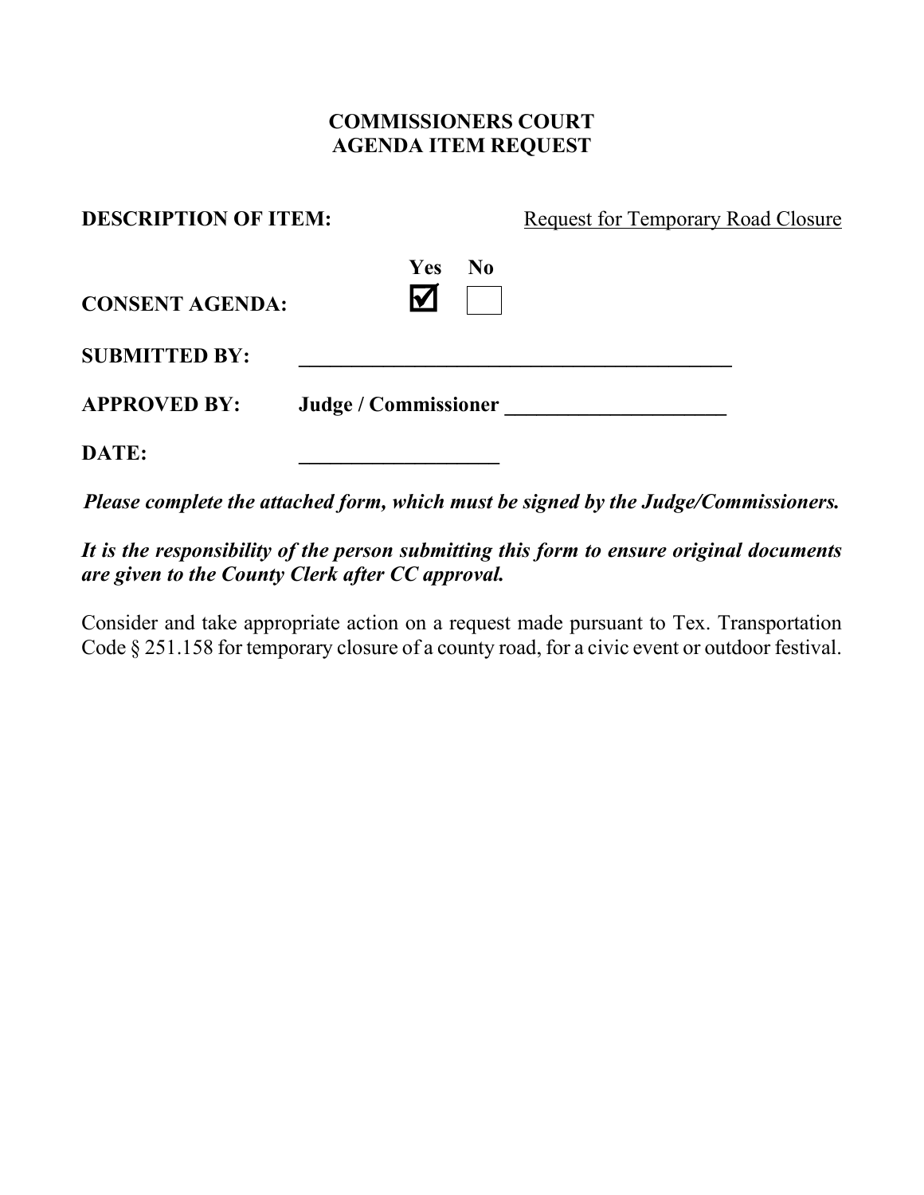**COMMISSIONERS COURT**
**AGENDA ITEM REQUEST**

**DESCRIPTION OF ITEM:** Request for Temporary Road Closure

| | Yes | No |
|---|---|---|
| **CONSENT AGENDA:** | ☑ | ☐ |

**SUBMITTED BY:** ______________________________________

**APPROVED BY:** **Judge / Commissioner** ____________________

**DATE:** __________________

***Please complete the attached form, which must be signed by the Judge/Commissioners.***

***It is the responsibility of the person submitting this form to ensure original documents are given to the County Clerk after CC approval.***

Consider and take appropriate action on a request made pursuant to Tex. Transportation Code § 251.158 for temporary closure of a county road, for a civic event or outdoor festival.